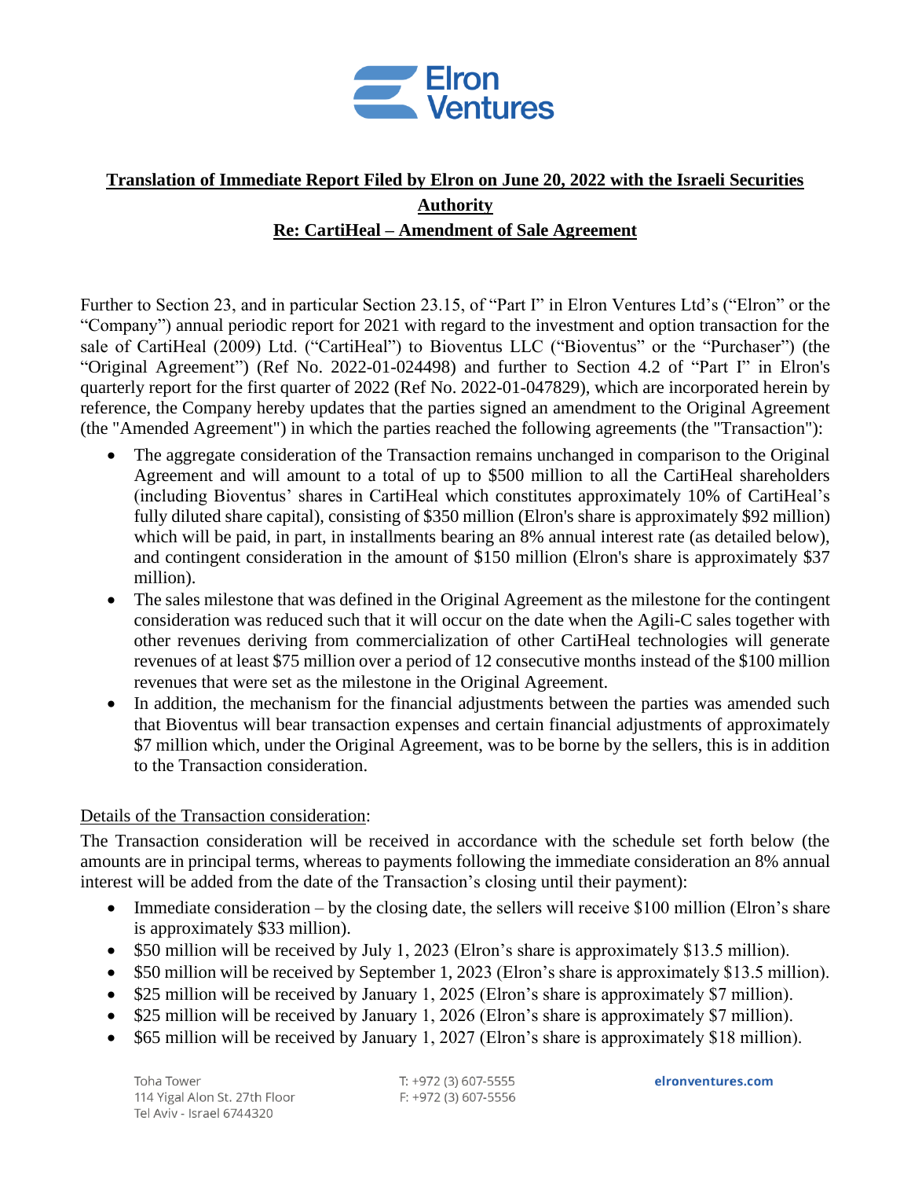**Translation of Immediate Report Filed by Elron on June 20, 2022 with the Israeli Securities Authority**

**Re: CartiHeal – Amendment of Sale Agreement**

Further to Section 23, and in particular Section 23.15, of "Part I" in Elron Ventures Ltd's ("Elron" or the "Company") annual periodic report for 2021 with regard to the investment and option transaction for the sale of CartiHeal (2009) Ltd. ("CartiHeal") to Bioventus LLC ("Bioventus" or the "Purchaser") (the "Original Agreement") (Ref No. 2022-01-024498) and further to Section 4.2 of "Part I" in Elron's quarterly report for the first quarter of 2022 (Ref No. 2022-01-047829), which are incorporated herein by reference, the Company hereby updates that the parties signed an amendment to the Original Agreement (the "Amended Agreement") in which the parties reached the following agreements (the "Transaction"):

- The aggregate consideration of the Transaction remains unchanged in comparison to the Original Agreement and will amount to a total of up to $500 million to all the CartiHeal shareholders (including Bioventus' shares in CartiHeal which constitutes approximately 10% of CartiHeal's fully diluted share capital), consisting of $350 million (Elron's share is approximately $92 million) which will be paid, in part, in installments bearing an 8% annual interest rate (as detailed below), and contingent consideration in the amount of $150 million (Elron's share is approximately $37 million).
- The sales milestone that was defined in the Original Agreement as the milestone for the contingent consideration was reduced such that it will occur on the date when the Agili-C sales together with other revenues deriving from commercialization of other CartiHeal technologies will generate revenues of at least $75 million over a period of 12 consecutive months instead of the $100 million revenues that were set as the milestone in the Original Agreement.
- In addition, the mechanism for the financial adjustments between the parties was amended such that Bioventus will bear transaction expenses and certain financial adjustments of approximately $7 million which, under the Original Agreement, was to be borne by the sellers, this is in addition to the Transaction consideration.

Details of the Transaction consideration:

The Transaction consideration will be received in accordance with the schedule set forth below (the amounts are in principal terms, whereas to payments following the immediate consideration an 8% annual interest will be added from the date of the Transaction's closing until their payment):

- Immediate consideration – by the closing date, the sellers will receive $100 million (Elron's share is approximately $33 million).
- $50 million will be received by July 1, 2023 (Elron's share is approximately $13.5 million).
- $50 million will be received by September 1, 2023 (Elron's share is approximately $13.5 million).
- $25 million will be received by January 1, 2025 (Elron's share is approximately $7 million).
- $25 million will be received by January 1, 2026 (Elron's share is approximately $7 million).
- $65 million will be received by January 1, 2027 (Elron's share is approximately $18 million).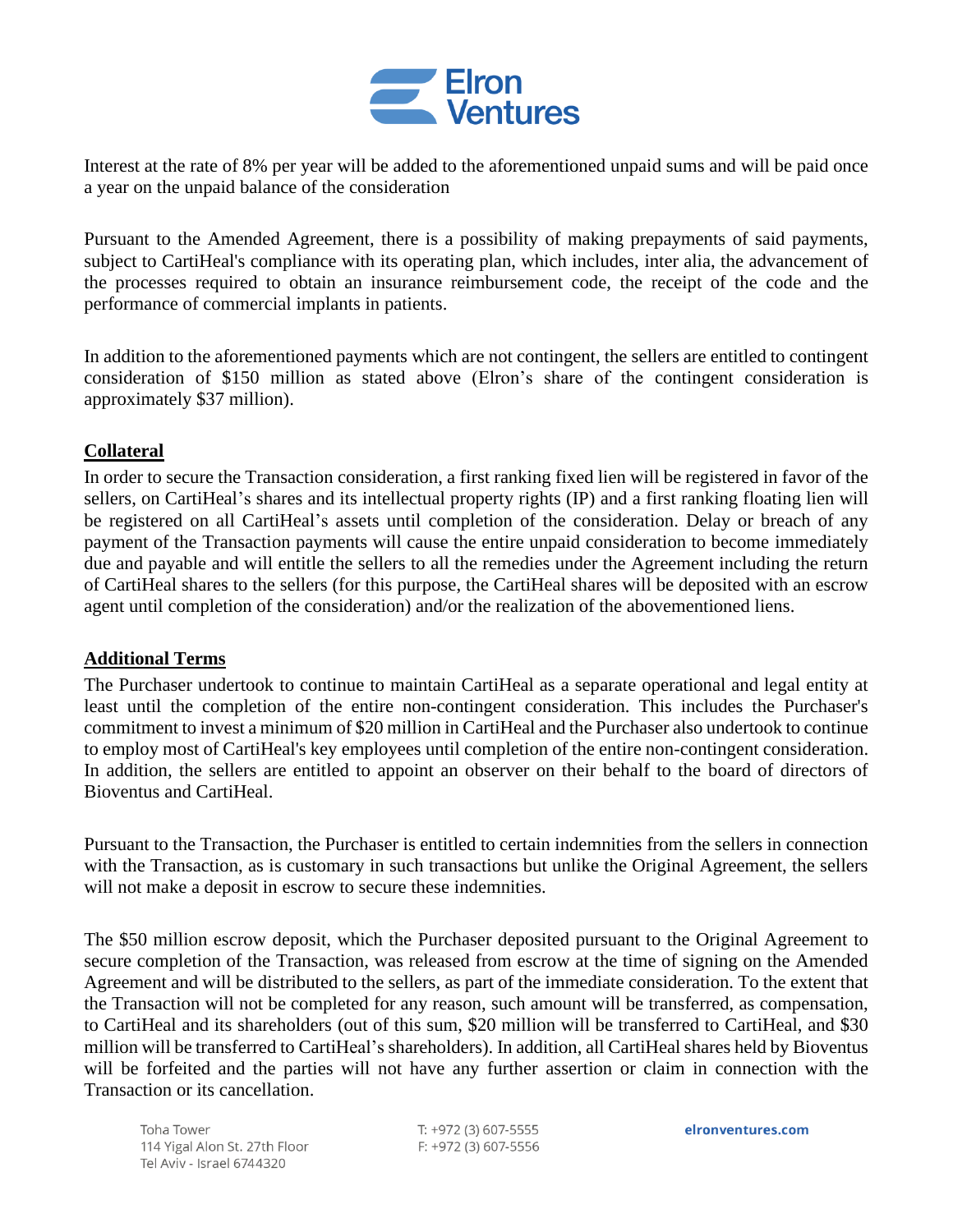Interest at the rate of 8% per year will be added to the aforementioned unpaid sums and will be paid once a year on the unpaid balance of the consideration

Pursuant to the Amended Agreement, there is a possibility of making prepayments of said payments, subject to CartiHeal's compliance with its operating plan, which includes, inter alia, the advancement of the processes required to obtain an insurance reimbursement code, the receipt of the code and the performance of commercial implants in patients.

In addition to the aforementioned payments which are not contingent, the sellers are entitled to contingent consideration of $150 million as stated above (Elron's share of the contingent consideration is approximately $37 million).

**Collateral**

In order to secure the Transaction consideration, a first ranking fixed lien will be registered in favor of the sellers, on CartiHeal's shares and its intellectual property rights (IP) and a first ranking floating lien will be registered on all CartiHeal's assets until completion of the consideration. Delay or breach of any payment of the Transaction payments will cause the entire unpaid consideration to become immediately due and payable and will entitle the sellers to all the remedies under the Agreement including the return of CartiHeal shares to the sellers (for this purpose, the CartiHeal shares will be deposited with an escrow agent until completion of the consideration) and/or the realization of the abovementioned liens.

**Additional Terms**

The Purchaser undertook to continue to maintain CartiHeal as a separate operational and legal entity at least until the completion of the entire non-contingent consideration. This includes the Purchaser's commitment to invest a minimum of $20 million in CartiHeal and the Purchaser also undertook to continue to employ most of CartiHeal's key employees until completion of the entire non-contingent consideration. In addition, the sellers are entitled to appoint an observer on their behalf to the board of directors of Bioventus and CartiHeal.

Pursuant to the Transaction, the Purchaser is entitled to certain indemnities from the sellers in connection with the Transaction, as is customary in such transactions but unlike the Original Agreement, the sellers will not make a deposit in escrow to secure these indemnities.

The $50 million escrow deposit, which the Purchaser deposited pursuant to the Original Agreement to secure completion of the Transaction, was released from escrow at the time of signing on the Amended Agreement and will be distributed to the sellers, as part of the immediate consideration. To the extent that the Transaction will not be completed for any reason, such amount will be transferred, as compensation, to CartiHeal and its shareholders (out of this sum, $20 million will be transferred to CartiHeal, and $30 million will be transferred to CartiHeal's shareholders). In addition, all CartiHeal shares held by Bioventus will be forfeited and the parties will not have any further assertion or claim in connection with the Transaction or its cancellation.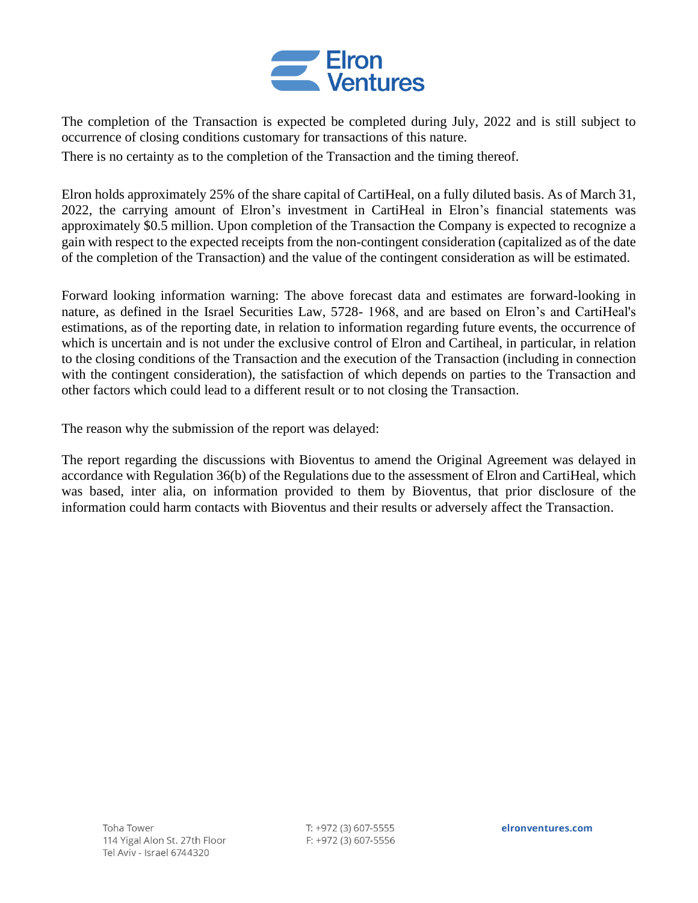The completion of the Transaction is expected be completed during July, 2022 and is still subject to occurrence of closing conditions customary for transactions of this nature.

There is no certainty as to the completion of the Transaction and the timing thereof.

Elron holds approximately 25% of the share capital of CartiHeal, on a fully diluted basis. As of March 31, 2022, the carrying amount of Elron's investment in CartiHeal in Elron's financial statements was approximately $0.5 million. Upon completion of the Transaction the Company is expected to recognize a gain with respect to the expected receipts from the non-contingent consideration (capitalized as of the date of the completion of the Transaction) and the value of the contingent consideration as will be estimated.

Forward looking information warning: The above forecast data and estimates are forward-looking in nature, as defined in the Israel Securities Law, 5728- 1968, and are based on Elron's and CartiHeal's estimations, as of the reporting date, in relation to information regarding future events, the occurrence of which is uncertain and is not under the exclusive control of Elron and Cartiheal, in particular, in relation to the closing conditions of the Transaction and the execution of the Transaction (including in connection with the contingent consideration), the satisfaction of which depends on parties to the Transaction and other factors which could lead to a different result or to not closing the Transaction.

The reason why the submission of the report was delayed:

The report regarding the discussions with Bioventus to amend the Original Agreement was delayed in accordance with Regulation 36(b) of the Regulations due to the assessment of Elron and CartiHeal, which was based, inter alia, on information provided to them by Bioventus, that prior disclosure of the information could harm contacts with Bioventus and their results or adversely affect the Transaction.